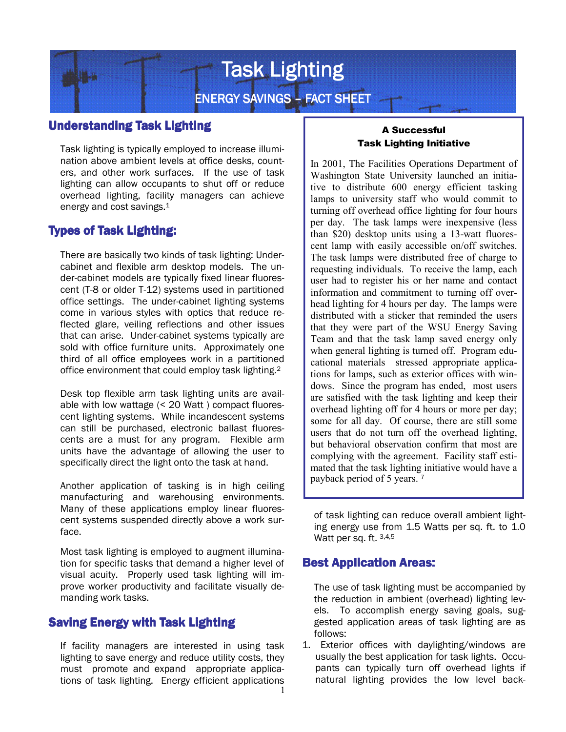# Task Lighting

## ENERGY SAVINGS – FACT SHEET

## Understanding Task Lighting

Task lighting is typically employed to increase illumination above ambient levels at office desks, counters, and other work surfaces. If the use of task lighting can allow occupants to shut off or reduce overhead lighting, facility managers can achieve energy and cost savings.[1]

## Types of Task Lighting:

There are basically two kinds of task lighting: Under-cabinet and flexible arm desktop models. The under-cabinet models are typically fixed linear fluorescent (T-8 or older T-12) systems used in partitioned office settings. The under-cabinet lighting systems come in various styles with optics that reduce reflected glare, veiling reflections and other issues that can arise. Under-cabinet systems typically are sold with office furniture units. Approximately one third of all office employees work in a partitioned office environment that could employ task lighting.[2]

Desk top flexible arm task lighting units are available with low wattage (< 20 Watt ) compact fluorescent lighting systems. While incandescent systems can still be purchased, electronic ballast fluorescents are a must for any program. Flexible arm units have the advantage of allowing the user to specifically direct the light onto the task at hand.

Another application of tasking is in high ceiling manufacturing and warehousing environments. Many of these applications employ linear fluorescent systems suspended directly above a work surface.

Most task lighting is employed to augment illumination for specific tasks that demand a higher level of visual acuity. Properly used task lighting will improve worker productivity and facilitate visually demanding work tasks.

## Saving Energy with Task Lighting

If facility managers are interested in using task lighting to save energy and reduce utility costs, they must promote and expand appropriate applications of task lighting. Energy efficient applications of task lighting can reduce overall ambient lighting energy use from 1.5 Watts per sq. ft. to 1.0 Watt per sq. ft. [3,4,5]

> **A Successful Task Lighting Initiative**
>
> In 2001, The Facilities Operations Department of Washington State University launched an initiative to distribute 600 energy efficient tasking lamps to university staff who would commit to turning off overhead office lighting for four hours per day. The task lamps were inexpensive (less than $20) desktop units using a 13-watt fluorescent lamp with easily accessible on/off switches. The task lamps were distributed free of charge to requesting individuals. To receive the lamp, each user had to register his or her name and contact information and commitment to turning off overhead lighting for 4 hours per day. The lamps were distributed with a sticker that reminded the users that they were part of the WSU Energy Saving Team and that the task lamp saved energy only when general lighting is turned off. Program educational materials stressed appropriate applications for lamps, such as exterior offices with windows. Since the program has ended, most users are satisfied with the task lighting and keep their overhead lighting off for 4 hours or more per day; some for all day. Of course, there are still some users that do not turn off the overhead lighting, but behavioral observation confirm that most are complying with the agreement. Facility staff estimated that the task lighting initiative would have a payback period of 5 years. [7]

## Best Application Areas:

The use of task lighting must be accompanied by the reduction in ambient (overhead) lighting levels. To accomplish energy saving goals, suggested application areas of task lighting are as follows:

1. Exterior offices with daylighting/windows are usually the best application for task lights. Occupants can typically turn off overhead lights if natural lighting provides the low level back-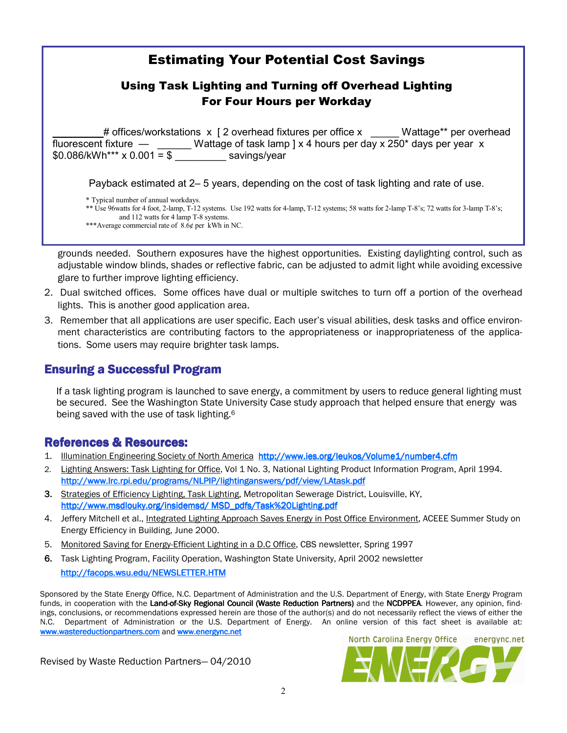## Estimating Your Potential Cost Savings

### Using Task Lighting and Turning off Overhead Lighting For Four Hours per Workday

_________# offices/workstations x [ 2 overhead fixtures per office x _____ Wattage** per overhead fluorescent fixture — ______ Wattage of task lamp ] x 4 hours per day x 250* days per year x $0.086/kWh*** x 0.001 = $ _________ savings/year

Payback estimated at 2– 5 years, depending on the cost of task lighting and rate of use.

\* Typical number of annual workdays.
** Use 96watts for 4 foot, 2-lamp, T-12 systems. Use 192 watts for 4-lamp, T-12 systems; 58 watts for 2-lamp T-8's; 72 watts for 3-lamp T-8's; and 112 watts for 4 lamp T-8 systems.
***Average commercial rate of 8.6¢ per kWh in NC.

grounds needed. Southern exposures have the highest opportunities. Existing daylighting control, such as adjustable window blinds, shades or reflective fabric, can be adjusted to admit light while avoiding excessive glare to further improve lighting efficiency.

2. Dual switched offices. Some offices have dual or multiple switches to turn off a portion of the overhead lights. This is another good application area.
3. Remember that all applications are user specific. Each user's visual abilities, desk tasks and office environment characteristics are contributing factors to the appropriateness or inappropriateness of the applications. Some users may require brighter task lamps.

## Ensuring a Successful Program

If a task lighting program is launched to save energy, a commitment by users to reduce general lighting must be secured. See the Washington State University Case study approach that helped ensure that energy was being saved with the use of task lighting.[6]

## References & Resources:

1. Illumination Engineering Society of North America http://www.ies.org/leukos/Volume1/number4.cfm
2. Lighting Answers: Task Lighting for Office, Vol 1 No. 3, National Lighting Product Information Program, April 1994. http://www.lrc.rpi.edu/programs/NLPIP/lightinganswers/pdf/view/LAtask.pdf
3. Strategies of Efficiency Lighting, Task Lighting, Metropolitan Sewerage District, Louisville, KY, http://www.msdlouky.org/insidemsd/ MSD_pdfs/Task%20Lighting.pdf
4. Jeffery Mitchell et al., Integrated Lighting Approach Saves Energy in Post Office Environment, ACEEE Summer Study on Energy Efficiency in Building, June 2000.
5. Monitored Saving for Energy-Efficient Lighting in a D.C Office, CBS newsletter, Spring 1997
6. Task Lighting Program, Facility Operation, Washington State University, April 2002 newsletter http://facops.wsu.edu/NEWSLETTER.HTM

Sponsored by the State Energy Office, N.C. Department of Administration and the U.S. Department of Energy, with State Energy Program funds, in cooperation with the Land-of-Sky Regional Council (Waste Reduction Partners) and the NCDPPEA. However, any opinion, findings, conclusions, or recommendations expressed herein are those of the author(s) and do not necessarily reflect the views of either the N.C. Department of Administration or the U.S. Department of Energy. An online version of this fact sheet is available at: www.wastereductionpartners.com and www.energync.net

North Carolina Energy Office energync.net

ENERGY

Revised by Waste Reduction Partners— 04/2010